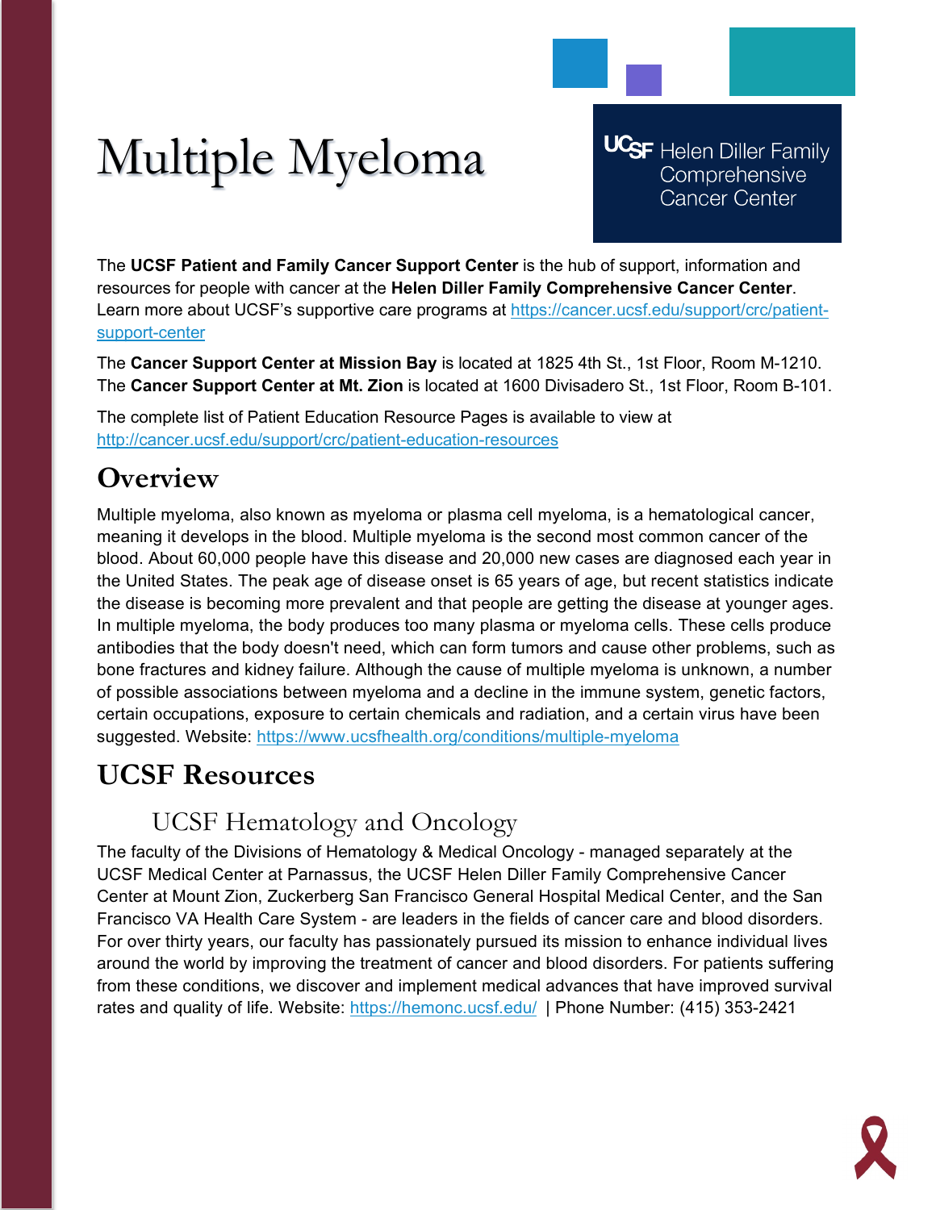# Multiple Myeloma

UCSF Helen Diller Family Comprehensive Cancer Center

The **UCSF Patient and Family Cancer Support Center** is the hub of support, information and resources for people with cancer at the **Helen Diller Family Comprehensive Cancer Center**. Learn more about UCSF's supportive care programs at https://cancer.ucsf.edu/support/crc/patient-support-center

The **Cancer Support Center at Mission Bay** is located at 1825 4th St., 1st Floor, Room M-1210. The **Cancer Support Center at Mt. Zion** is located at 1600 Divisadero St., 1st Floor, Room B-101.

The complete list of Patient Education Resource Pages is available to view at http://cancer.ucsf.edu/support/crc/patient-education-resources

## Overview

Multiple myeloma, also known as myeloma or plasma cell myeloma, is a hematological cancer, meaning it develops in the blood. Multiple myeloma is the second most common cancer of the blood. About 60,000 people have this disease and 20,000 new cases are diagnosed each year in the United States. The peak age of disease onset is 65 years of age, but recent statistics indicate the disease is becoming more prevalent and that people are getting the disease at younger ages. In multiple myeloma, the body produces too many plasma or myeloma cells. These cells produce antibodies that the body doesn't need, which can form tumors and cause other problems, such as bone fractures and kidney failure. Although the cause of multiple myeloma is unknown, a number of possible associations between myeloma and a decline in the immune system, genetic factors, certain occupations, exposure to certain chemicals and radiation, and a certain virus have been suggested. Website: https://www.ucsfhealth.org/conditions/multiple-myeloma

## UCSF Resources

### UCSF Hematology and Oncology

The faculty of the Divisions of Hematology & Medical Oncology - managed separately at the UCSF Medical Center at Parnassus, the UCSF Helen Diller Family Comprehensive Cancer Center at Mount Zion, Zuckerberg San Francisco General Hospital Medical Center, and the San Francisco VA Health Care System - are leaders in the fields of cancer care and blood disorders. For over thirty years, our faculty has passionately pursued its mission to enhance individual lives around the world by improving the treatment of cancer and blood disorders. For patients suffering from these conditions, we discover and implement medical advances that have improved survival rates and quality of life. Website: https://hemonc.ucsf.edu/ | Phone Number: (415) 353-2421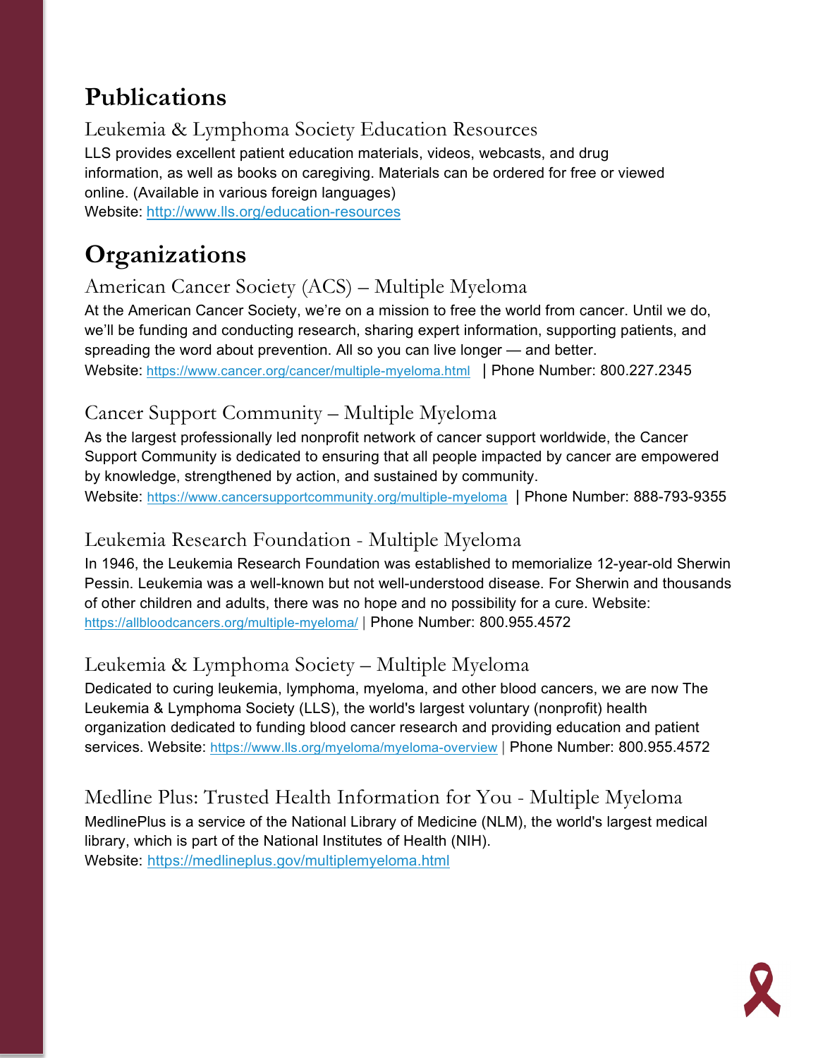# Publications

## Leukemia & Lymphoma Society Education Resources

LLS provides excellent patient education materials, videos, webcasts, and drug information, as well as books on caregiving. Materials can be ordered for free or viewed online. (Available in various foreign languages)
Website: http://www.lls.org/education-resources

# Organizations

## American Cancer Society (ACS) – Multiple Myeloma

At the American Cancer Society, we're on a mission to free the world from cancer. Until we do, we'll be funding and conducting research, sharing expert information, supporting patients, and spreading the word about prevention. All so you can live longer — and better.
Website: https://www.cancer.org/cancer/multiple-myeloma.html | Phone Number: 800.227.2345

## Cancer Support Community – Multiple Myeloma

As the largest professionally led nonprofit network of cancer support worldwide, the Cancer Support Community is dedicated to ensuring that all people impacted by cancer are empowered by knowledge, strengthened by action, and sustained by community.
Website: https://www.cancersupportcommunity.org/multiple-myeloma | Phone Number: 888-793-9355

## Leukemia Research Foundation - Multiple Myeloma

In 1946, the Leukemia Research Foundation was established to memorialize 12-year-old Sherwin Pessin. Leukemia was a well-known but not well-understood disease. For Sherwin and thousands of other children and adults, there was no hope and no possibility for a cure. Website: https://allbloodcancers.org/multiple-myeloma/ | Phone Number: 800.955.4572

## Leukemia & Lymphoma Society – Multiple Myeloma

Dedicated to curing leukemia, lymphoma, myeloma, and other blood cancers, we are now The Leukemia & Lymphoma Society (LLS), the world's largest voluntary (nonprofit) health organization dedicated to funding blood cancer research and providing education and patient services. Website: https://www.lls.org/myeloma/myeloma-overview | Phone Number: 800.955.4572

## Medline Plus: Trusted Health Information for You - Multiple Myeloma

MedlinePlus is a service of the National Library of Medicine (NLM), the world's largest medical library, which is part of the National Institutes of Health (NIH).
Website: https://medlineplus.gov/multiplemyeloma.html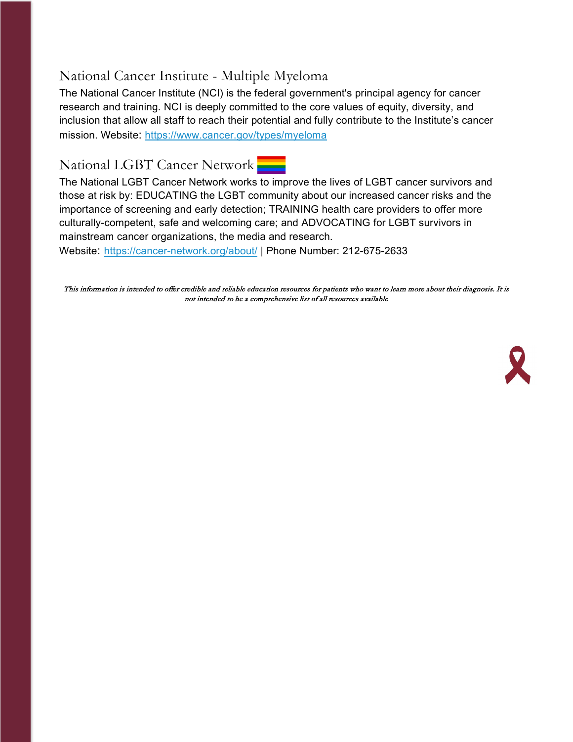## National Cancer Institute - Multiple Myeloma

The National Cancer Institute (NCI) is the federal government's principal agency for cancer research and training. NCI is deeply committed to the core values of equity, diversity, and inclusion that allow all staff to reach their potential and fully contribute to the Institute's cancer mission. Website: https://www.cancer.gov/types/myeloma

## National LGBT Cancer Network

The National LGBT Cancer Network works to improve the lives of LGBT cancer survivors and those at risk by: EDUCATING the LGBT community about our increased cancer risks and the importance of screening and early detection; TRAINING health care providers to offer more culturally-competent, safe and welcoming care; and ADVOCATING for LGBT survivors in mainstream cancer organizations, the media and research.

Website: https://cancer-network.org/about/ | Phone Number: 212-675-2633

*This information is intended to offer credible and reliable education resources for patients who want to learn more about their diagnosis. It is not intended to be a comprehensive list of all resources available*